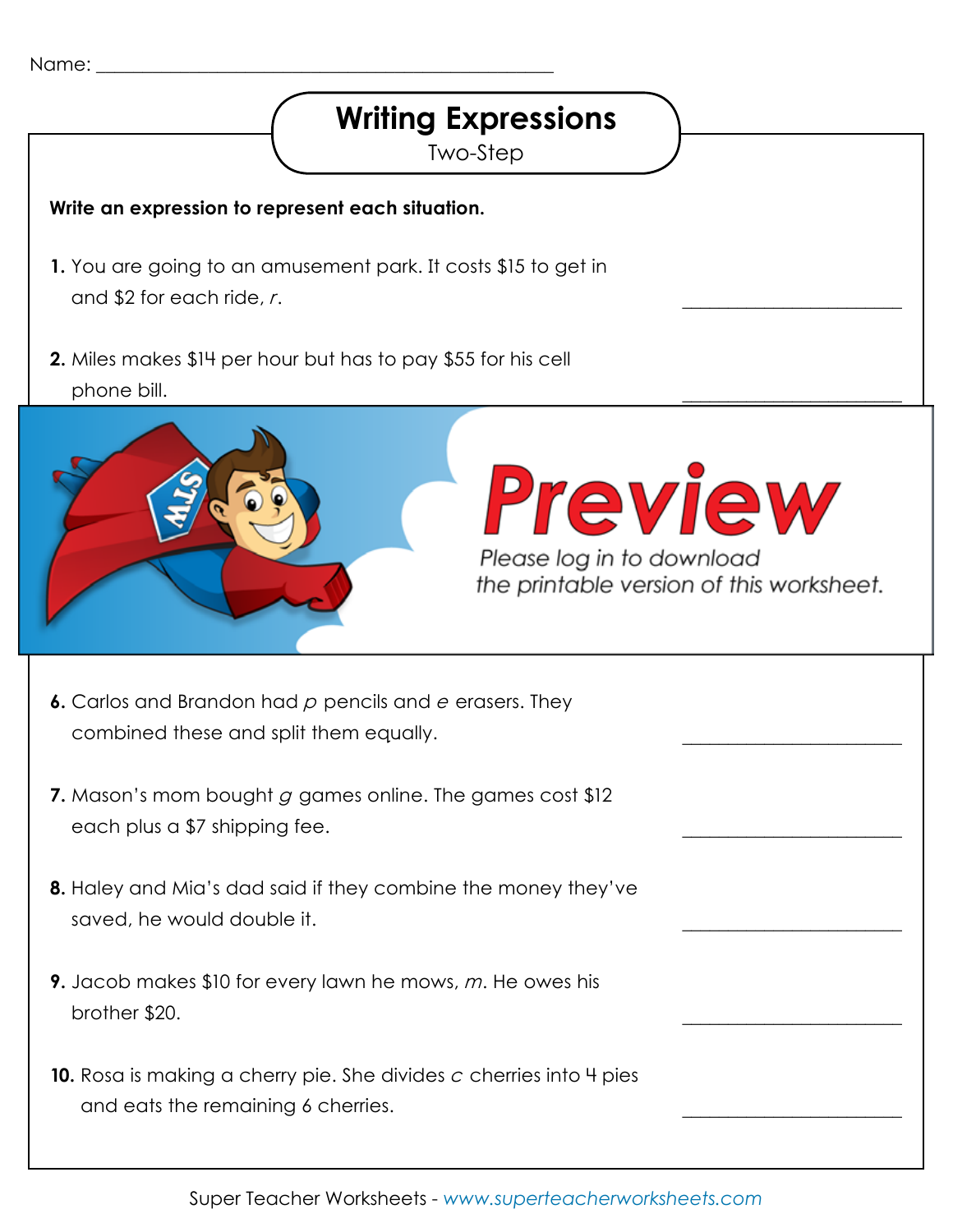Name: ______________________________________________

# Writing Expressions

## Two-Step

**Write an expression to represent each situation.**

**1.** You are going to an amusement park. It costs $15 to get in and $2 for each ride, *r*. ______________________

**2.** Miles makes $14 per hour but has to pay $55 for his cell phone bill. ______________________

Preview

Please log in to download the printable version of this worksheet.

**6.** Carlos and Brandon had *p* pencils and *e* erasers. They combined these and split them equally. ______________________

**7.** Mason's mom bought *g* games online. The games cost $12 each plus a $7 shipping fee. ______________________

**8.** Haley and Mia's dad said if they combine the money they've saved, he would double it. ______________________

**9.** Jacob makes $10 for every lawn he mows, *m*. He owes his brother $20. ______________________

**10.** Rosa is making a cherry pie. She divides *c* cherries into 4 pies and eats the remaining 6 cherries. ______________________

Super Teacher Worksheets - www.superteacherworksheets.com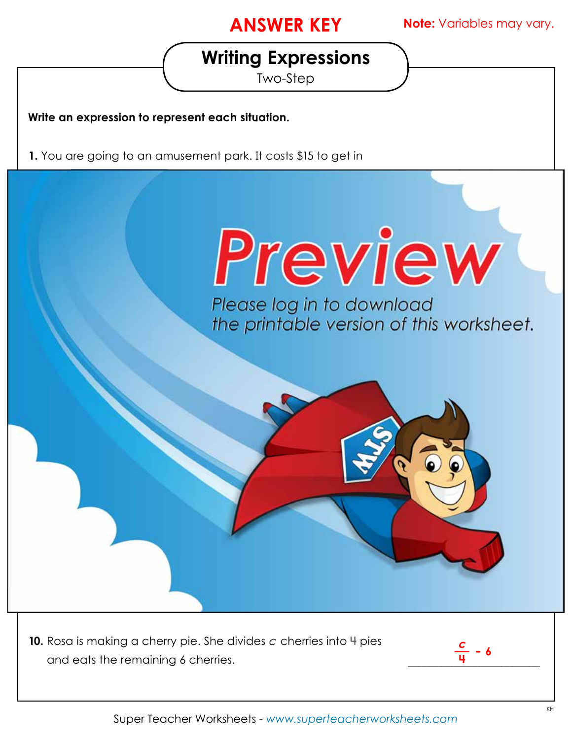ANSWER KEY

**Note:** Variables may vary.

# Writing Expressions

Two-Step

**Write an expression to represent each situation.**

**1.** You are going to an amusement park. It costs $15 to get in

Preview

Please log in to download the printable version of this worksheet.

**10.** Rosa is making a cherry pie. She divides $c$ cherries into 4 pies and eats the remaining 6 cherries.

$\frac{c}{4} - 6$

KH